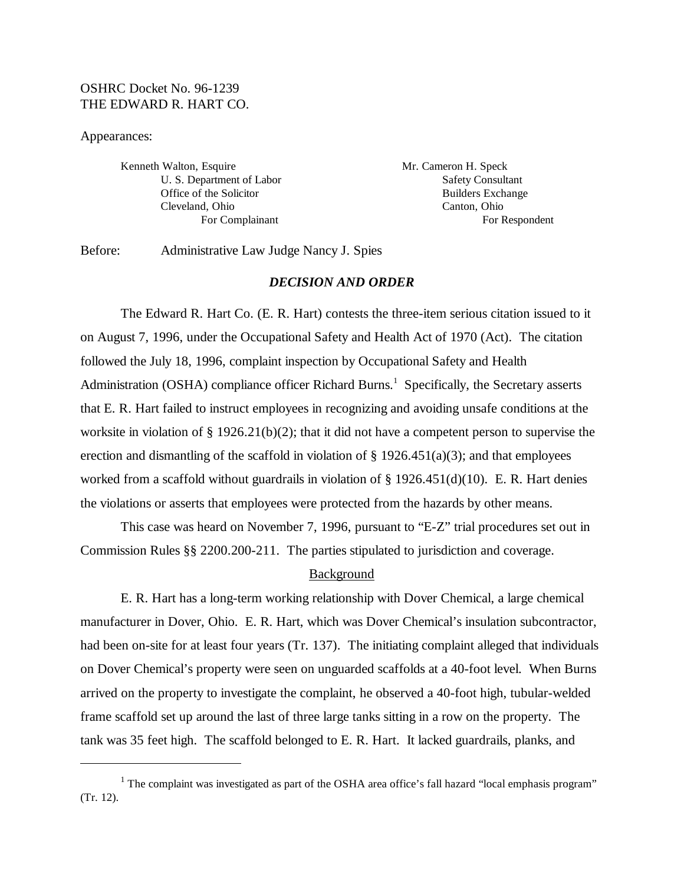OSHRC Docket No. 96-1239
THE EDWARD R. HART CO.

Appearances:

| | |
|---|---|
| Kenneth Walton, Esquire | Mr. Cameron H. Speck |
| U. S. Department of Labor | Safety Consultant |
| Office of the Solicitor | Builders Exchange |
| Cleveland, Ohio | Canton, Ohio |
| For Complainant | For Respondent |

Before: Administrative Law Judge Nancy J. Spies

## *DECISION AND ORDER*

The Edward R. Hart Co. (E. R. Hart) contests the three-item serious citation issued to it on August 7, 1996, under the Occupational Safety and Health Act of 1970 (Act). The citation followed the July 18, 1996, complaint inspection by Occupational Safety and Health Administration (OSHA) compliance officer Richard Burns.[1] Specifically, the Secretary asserts that E. R. Hart failed to instruct employees in recognizing and avoiding unsafe conditions at the worksite in violation of § 1926.21(b)(2); that it did not have a competent person to supervise the erection and dismantling of the scaffold in violation of § 1926.451(a)(3); and that employees worked from a scaffold without guardrails in violation of § 1926.451(d)(10). E. R. Hart denies the violations or asserts that employees were protected from the hazards by other means.

This case was heard on November 7, 1996, pursuant to "E-Z" trial procedures set out in Commission Rules §§ 2200.200-211. The parties stipulated to jurisdiction and coverage.

### Background

E. R. Hart has a long-term working relationship with Dover Chemical, a large chemical manufacturer in Dover, Ohio. E. R. Hart, which was Dover Chemical's insulation subcontractor, had been on-site for at least four years (Tr. 137). The initiating complaint alleged that individuals on Dover Chemical's property were seen on unguarded scaffolds at a 40-foot level. When Burns arrived on the property to investigate the complaint, he observed a 40-foot high, tubular-welded frame scaffold set up around the last of three large tanks sitting in a row on the property. The tank was 35 feet high. The scaffold belonged to E. R. Hart. It lacked guardrails, planks, and

[1] The complaint was investigated as part of the OSHA area office's fall hazard "local emphasis program" (Tr. 12).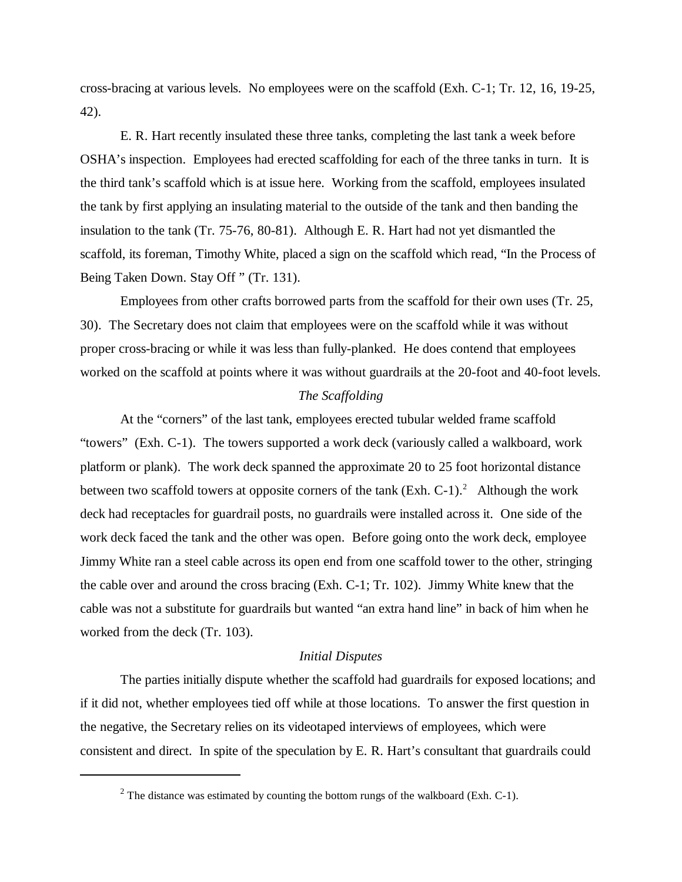cross-bracing at various levels. No employees were on the scaffold (Exh. C-1; Tr. 12, 16, 19-25, 42).

E. R. Hart recently insulated these three tanks, completing the last tank a week before OSHA's inspection. Employees had erected scaffolding for each of the three tanks in turn. It is the third tank's scaffold which is at issue here. Working from the scaffold, employees insulated the tank by first applying an insulating material to the outside of the tank and then banding the insulation to the tank (Tr. 75-76, 80-81). Although E. R. Hart had not yet dismantled the scaffold, its foreman, Timothy White, placed a sign on the scaffold which read, "In the Process of Being Taken Down. Stay Off " (Tr. 131).

Employees from other crafts borrowed parts from the scaffold for their own uses (Tr. 25, 30). The Secretary does not claim that employees were on the scaffold while it was without proper cross-bracing or while it was less than fully-planked. He does contend that employees worked on the scaffold at points where it was without guardrails at the 20-foot and 40-foot levels.

*The Scaffolding*

At the "corners" of the last tank, employees erected tubular welded frame scaffold "towers" (Exh. C-1). The towers supported a work deck (variously called a walkboard, work platform or plank). The work deck spanned the approximate 20 to 25 foot horizontal distance between two scaffold towers at opposite corners of the tank (Exh. C-1).[2] Although the work deck had receptacles for guardrail posts, no guardrails were installed across it. One side of the work deck faced the tank and the other was open. Before going onto the work deck, employee Jimmy White ran a steel cable across its open end from one scaffold tower to the other, stringing the cable over and around the cross bracing (Exh. C-1; Tr. 102). Jimmy White knew that the cable was not a substitute for guardrails but wanted "an extra hand line" in back of him when he worked from the deck (Tr. 103).

*Initial Disputes*

The parties initially dispute whether the scaffold had guardrails for exposed locations; and if it did not, whether employees tied off while at those locations. To answer the first question in the negative, the Secretary relies on its videotaped interviews of employees, which were consistent and direct. In spite of the speculation by E. R. Hart's consultant that guardrails could

---

[2] The distance was estimated by counting the bottom rungs of the walkboard (Exh. C-1).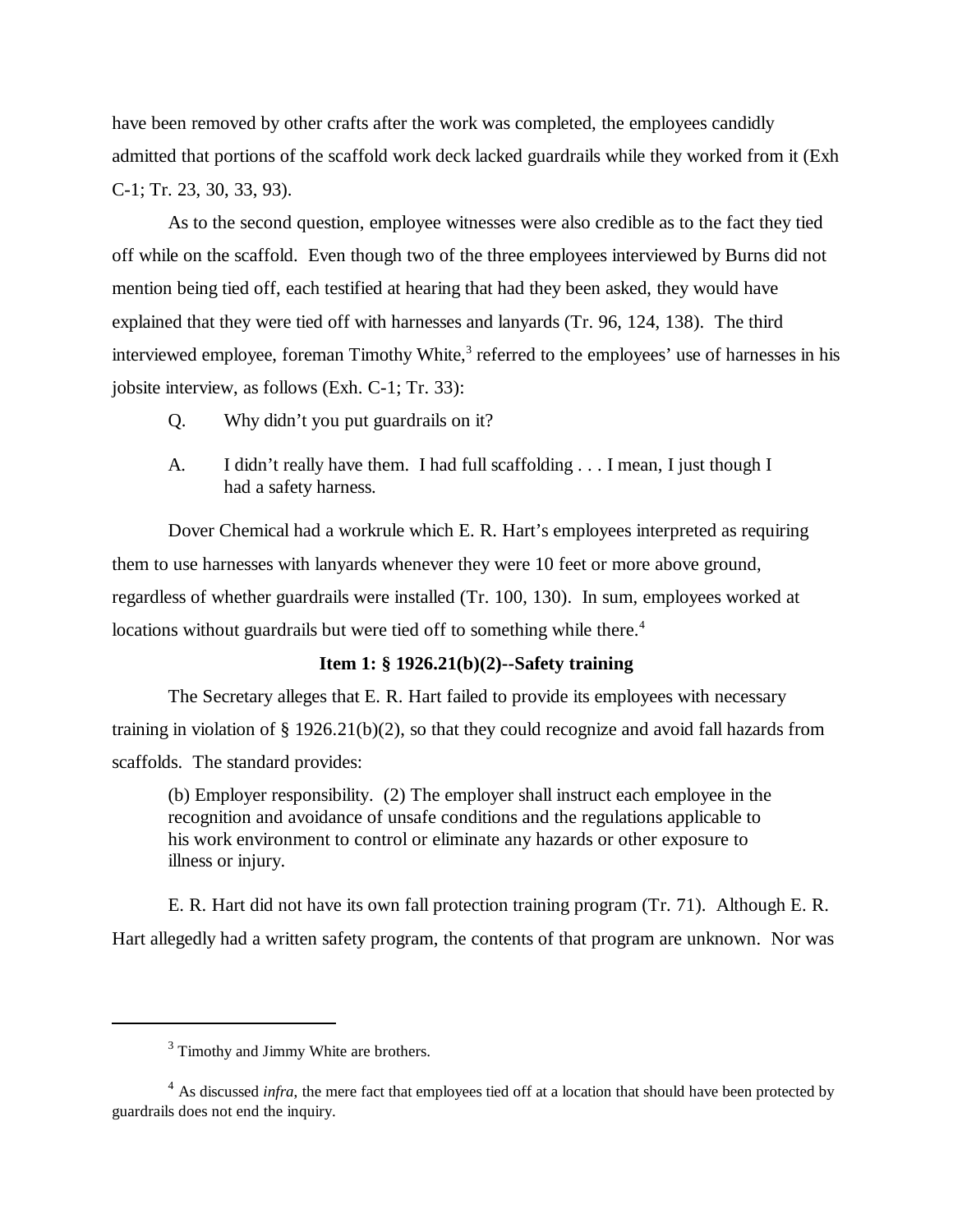have been removed by other crafts after the work was completed, the employees candidly admitted that portions of the scaffold work deck lacked guardrails while they worked from it (Exh C-1; Tr. 23, 30, 33, 93).

As to the second question, employee witnesses were also credible as to the fact they tied off while on the scaffold. Even though two of the three employees interviewed by Burns did not mention being tied off, each testified at hearing that had they been asked, they would have explained that they were tied off with harnesses and lanyards (Tr. 96, 124, 138). The third interviewed employee, foreman Timothy White,[3] referred to the employees' use of harnesses in his jobsite interview, as follows (Exh. C-1; Tr. 33):

> Q. Why didn't you put guardrails on it?
>
> A. I didn't really have them. I had full scaffolding . . . I mean, I just though I had a safety harness.

Dover Chemical had a workrule which E. R. Hart's employees interpreted as requiring them to use harnesses with lanyards whenever they were 10 feet or more above ground, regardless of whether guardrails were installed (Tr. 100, 130). In sum, employees worked at locations without guardrails but were tied off to something while there.[4]

**Item 1: § 1926.21(b)(2)--Safety training**

The Secretary alleges that E. R. Hart failed to provide its employees with necessary training in violation of § 1926.21(b)(2), so that they could recognize and avoid fall hazards from scaffolds. The standard provides:

> (b) Employer responsibility. (2) The employer shall instruct each employee in the recognition and avoidance of unsafe conditions and the regulations applicable to his work environment to control or eliminate any hazards or other exposure to illness or injury.

E. R. Hart did not have its own fall protection training program (Tr. 71). Although E. R. Hart allegedly had a written safety program, the contents of that program are unknown. Nor was

---

[3] Timothy and Jimmy White are brothers.

[4] As discussed *infra*, the mere fact that employees tied off at a location that should have been protected by guardrails does not end the inquiry.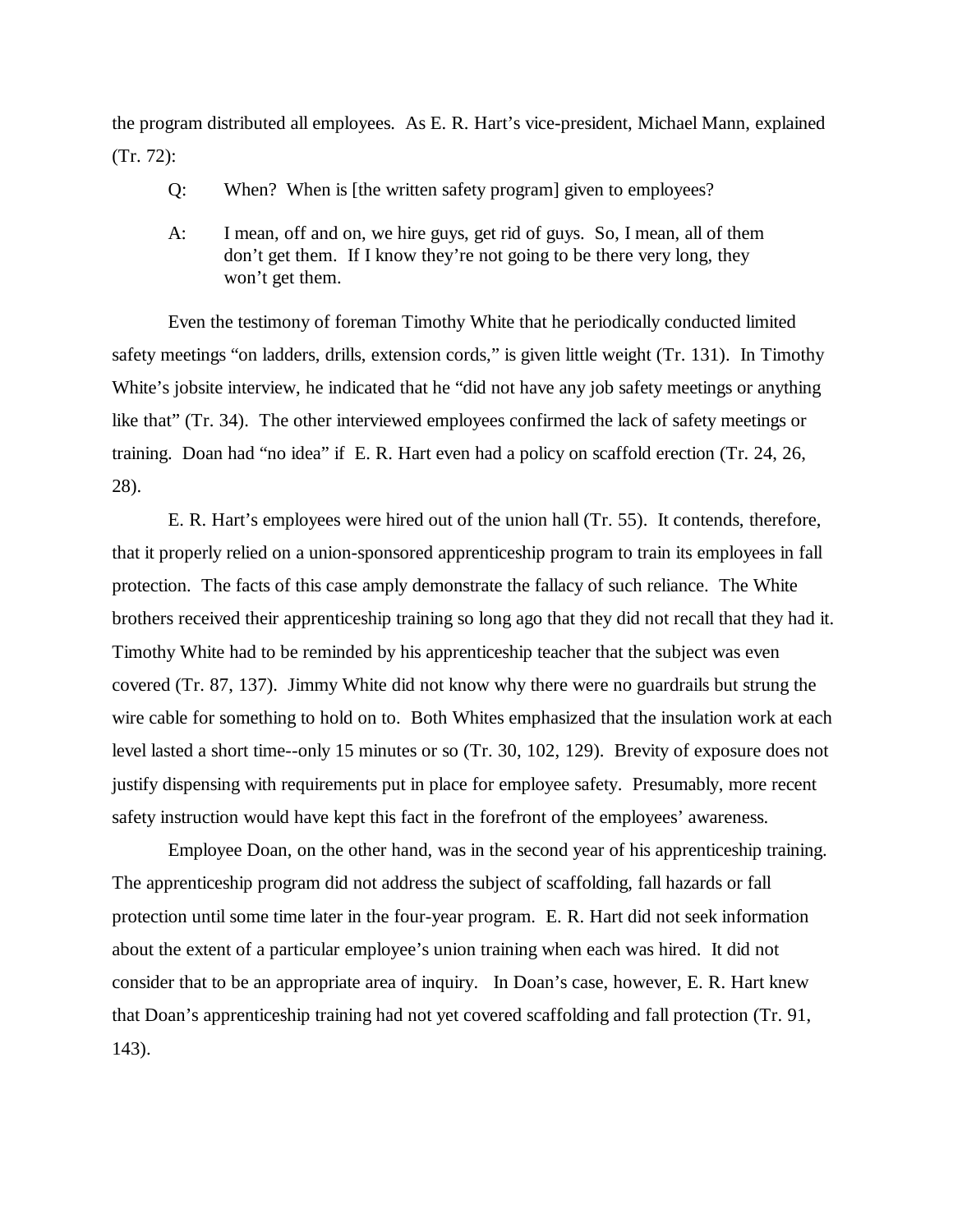the program distributed all employees. As E. R. Hart's vice-president, Michael Mann, explained (Tr. 72):

> Q: When? When is [the written safety program] given to employees?
>
> A: I mean, off and on, we hire guys, get rid of guys. So, I mean, all of them don't get them. If I know they're not going to be there very long, they won't get them.

Even the testimony of foreman Timothy White that he periodically conducted limited safety meetings "on ladders, drills, extension cords," is given little weight (Tr. 131). In Timothy White's jobsite interview, he indicated that he "did not have any job safety meetings or anything like that" (Tr. 34). The other interviewed employees confirmed the lack of safety meetings or training. Doan had "no idea" if E. R. Hart even had a policy on scaffold erection (Tr. 24, 26, 28).

E. R. Hart's employees were hired out of the union hall (Tr. 55). It contends, therefore, that it properly relied on a union-sponsored apprenticeship program to train its employees in fall protection. The facts of this case amply demonstrate the fallacy of such reliance. The White brothers received their apprenticeship training so long ago that they did not recall that they had it. Timothy White had to be reminded by his apprenticeship teacher that the subject was even covered (Tr. 87, 137). Jimmy White did not know why there were no guardrails but strung the wire cable for something to hold on to. Both Whites emphasized that the insulation work at each level lasted a short time--only 15 minutes or so (Tr. 30, 102, 129). Brevity of exposure does not justify dispensing with requirements put in place for employee safety. Presumably, more recent safety instruction would have kept this fact in the forefront of the employees' awareness.

Employee Doan, on the other hand, was in the second year of his apprenticeship training. The apprenticeship program did not address the subject of scaffolding, fall hazards or fall protection until some time later in the four-year program. E. R. Hart did not seek information about the extent of a particular employee's union training when each was hired. It did not consider that to be an appropriate area of inquiry. In Doan's case, however, E. R. Hart knew that Doan's apprenticeship training had not yet covered scaffolding and fall protection (Tr. 91, 143).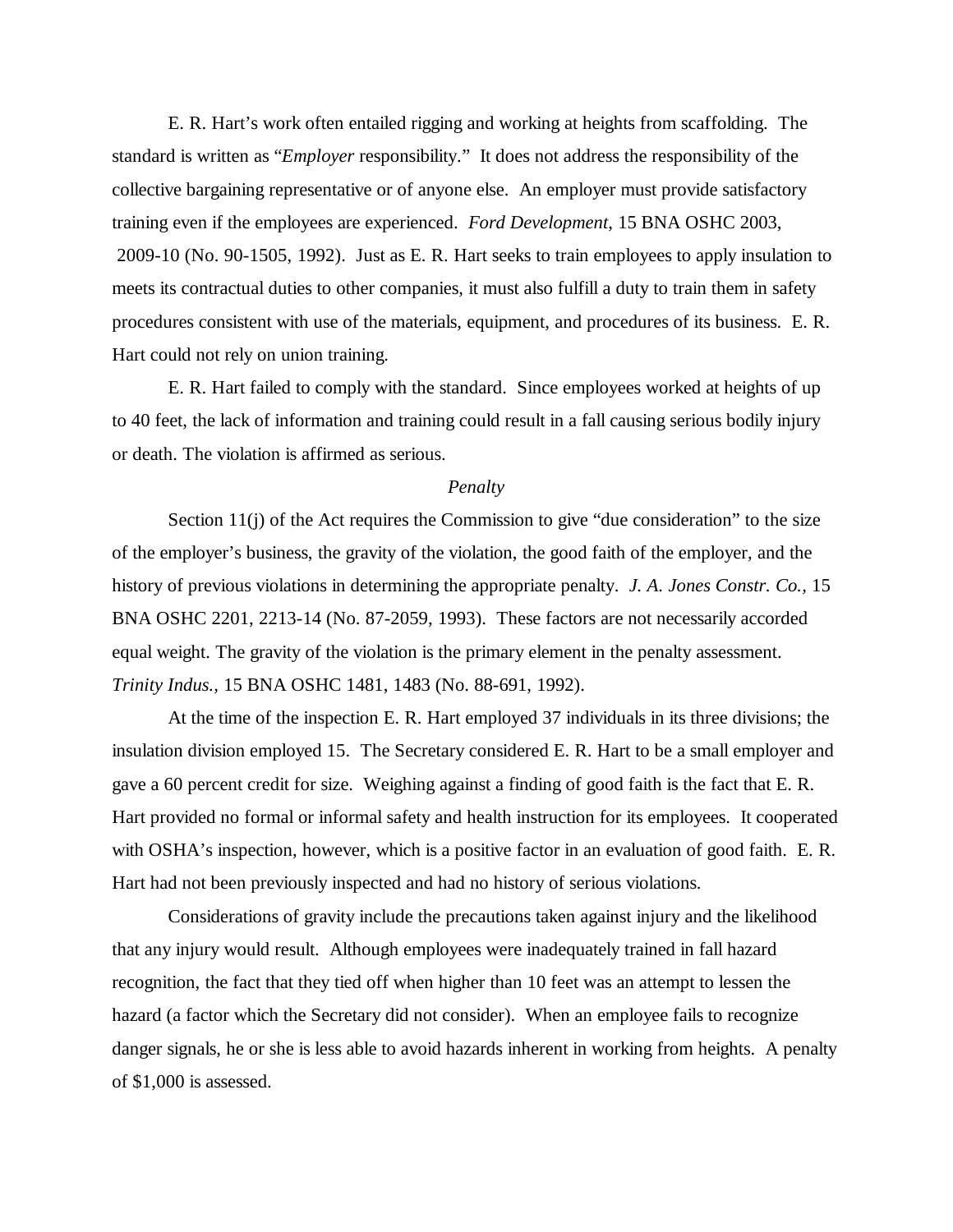E. R. Hart's work often entailed rigging and working at heights from scaffolding. The standard is written as "*Employer* responsibility." It does not address the responsibility of the collective bargaining representative or of anyone else. An employer must provide satisfactory training even if the employees are experienced. *Ford Development*, 15 BNA OSHC 2003, 2009-10 (No. 90-1505, 1992). Just as E. R. Hart seeks to train employees to apply insulation to meets its contractual duties to other companies, it must also fulfill a duty to train them in safety procedures consistent with use of the materials, equipment, and procedures of its business. E. R. Hart could not rely on union training.

E. R. Hart failed to comply with the standard. Since employees worked at heights of up to 40 feet, the lack of information and training could result in a fall causing serious bodily injury or death. The violation is affirmed as serious.

*Penalty*

Section 11(j) of the Act requires the Commission to give "due consideration" to the size of the employer's business, the gravity of the violation, the good faith of the employer, and the history of previous violations in determining the appropriate penalty. *J. A. Jones Constr. Co.*, 15 BNA OSHC 2201, 2213-14 (No. 87-2059, 1993). These factors are not necessarily accorded equal weight. The gravity of the violation is the primary element in the penalty assessment. *Trinity Indus.*, 15 BNA OSHC 1481, 1483 (No. 88-691, 1992).

At the time of the inspection E. R. Hart employed 37 individuals in its three divisions; the insulation division employed 15. The Secretary considered E. R. Hart to be a small employer and gave a 60 percent credit for size. Weighing against a finding of good faith is the fact that E. R. Hart provided no formal or informal safety and health instruction for its employees. It cooperated with OSHA's inspection, however, which is a positive factor in an evaluation of good faith. E. R. Hart had not been previously inspected and had no history of serious violations.

Considerations of gravity include the precautions taken against injury and the likelihood that any injury would result. Although employees were inadequately trained in fall hazard recognition, the fact that they tied off when higher than 10 feet was an attempt to lessen the hazard (a factor which the Secretary did not consider). When an employee fails to recognize danger signals, he or she is less able to avoid hazards inherent in working from heights. A penalty of $1,000 is assessed.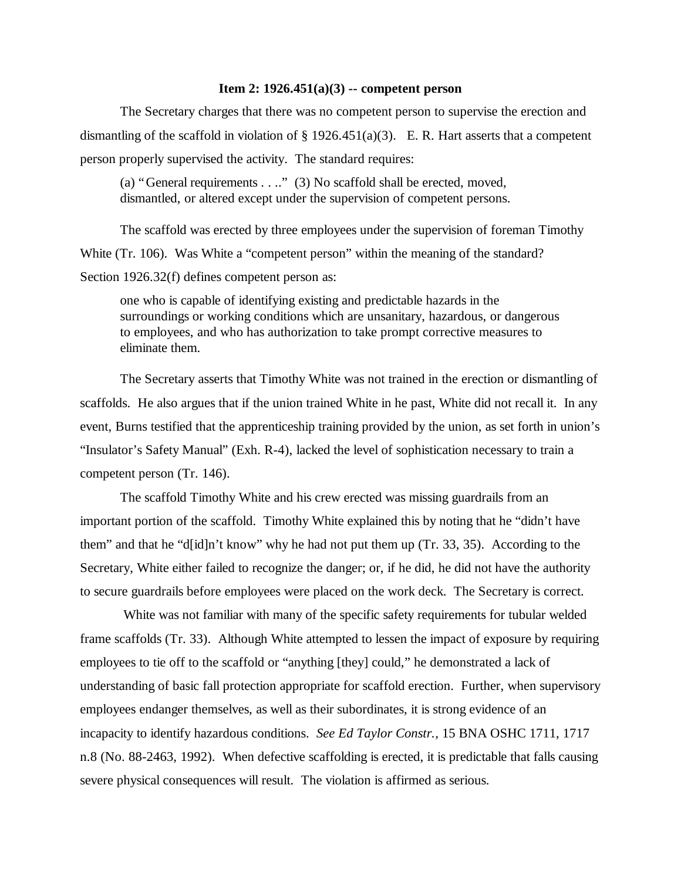**Item 2: 1926.451(a)(3) -- competent person**

The Secretary charges that there was no competent person to supervise the erection and dismantling of the scaffold in violation of § 1926.451(a)(3). E. R. Hart asserts that a competent person properly supervised the activity. The standard requires:

> (a) "General requirements . . .." (3) No scaffold shall be erected, moved, dismantled, or altered except under the supervision of competent persons.

The scaffold was erected by three employees under the supervision of foreman Timothy White (Tr. 106). Was White a "competent person" within the meaning of the standard? Section 1926.32(f) defines competent person as:

> one who is capable of identifying existing and predictable hazards in the surroundings or working conditions which are unsanitary, hazardous, or dangerous to employees, and who has authorization to take prompt corrective measures to eliminate them.

The Secretary asserts that Timothy White was not trained in the erection or dismantling of scaffolds. He also argues that if the union trained White in he past, White did not recall it. In any event, Burns testified that the apprenticeship training provided by the union, as set forth in union's "Insulator's Safety Manual" (Exh. R-4), lacked the level of sophistication necessary to train a competent person (Tr. 146).

The scaffold Timothy White and his crew erected was missing guardrails from an important portion of the scaffold. Timothy White explained this by noting that he "didn't have them" and that he "d[id]n't know" why he had not put them up (Tr. 33, 35). According to the Secretary, White either failed to recognize the danger; or, if he did, he did not have the authority to secure guardrails before employees were placed on the work deck. The Secretary is correct.

White was not familiar with many of the specific safety requirements for tubular welded frame scaffolds (Tr. 33). Although White attempted to lessen the impact of exposure by requiring employees to tie off to the scaffold or "anything [they] could," he demonstrated a lack of understanding of basic fall protection appropriate for scaffold erection. Further, when supervisory employees endanger themselves, as well as their subordinates, it is strong evidence of an incapacity to identify hazardous conditions. *See Ed Taylor Constr.*, 15 BNA OSHC 1711, 1717 n.8 (No. 88-2463, 1992). When defective scaffolding is erected, it is predictable that falls causing severe physical consequences will result. The violation is affirmed as serious.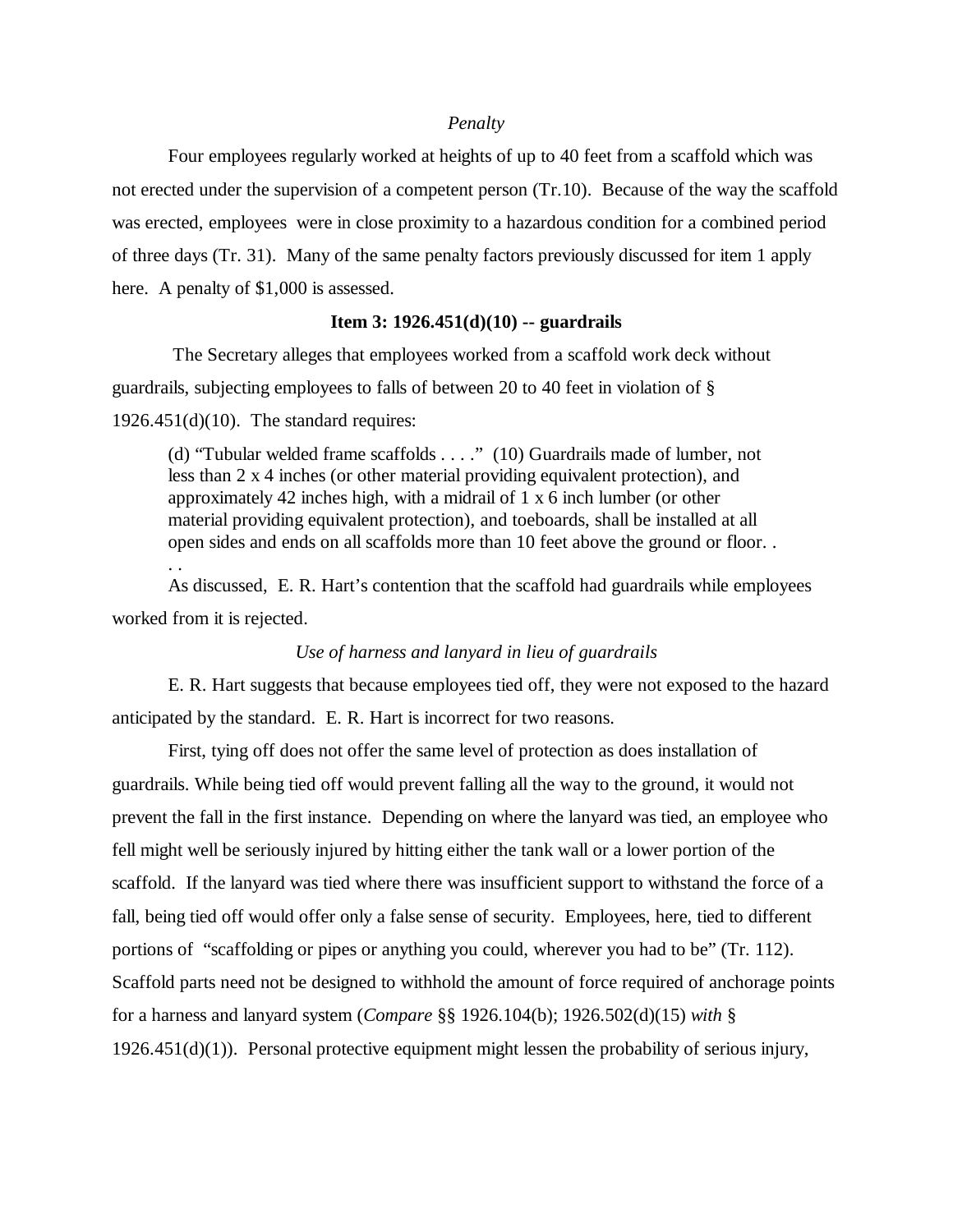*Penalty*

Four employees regularly worked at heights of up to 40 feet from a scaffold which was not erected under the supervision of a competent person (Tr.10). Because of the way the scaffold was erected, employees were in close proximity to a hazardous condition for a combined period of three days (Tr. 31). Many of the same penalty factors previously discussed for item 1 apply here. A penalty of $1,000 is assessed.

**Item 3: 1926.451(d)(10) -- guardrails**

The Secretary alleges that employees worked from a scaffold work deck without guardrails, subjecting employees to falls of between 20 to 40 feet in violation of § 1926.451(d)(10). The standard requires:

> (d) "Tubular welded frame scaffolds . . . ." (10) Guardrails made of lumber, not less than 2 x 4 inches (or other material providing equivalent protection), and approximately 42 inches high, with a midrail of 1 x 6 inch lumber (or other material providing equivalent protection), and toeboards, shall be installed at all open sides and ends on all scaffolds more than 10 feet above the ground or floor. . . .

As discussed, E. R. Hart's contention that the scaffold had guardrails while employees worked from it is rejected.

*Use of harness and lanyard in lieu of guardrails*

E. R. Hart suggests that because employees tied off, they were not exposed to the hazard anticipated by the standard. E. R. Hart is incorrect for two reasons.

First, tying off does not offer the same level of protection as does installation of guardrails. While being tied off would prevent falling all the way to the ground, it would not prevent the fall in the first instance. Depending on where the lanyard was tied, an employee who fell might well be seriously injured by hitting either the tank wall or a lower portion of the scaffold. If the lanyard was tied where there was insufficient support to withstand the force of a fall, being tied off would offer only a false sense of security. Employees, here, tied to different portions of "scaffolding or pipes or anything you could, wherever you had to be" (Tr. 112). Scaffold parts need not be designed to withhold the amount of force required of anchorage points for a harness and lanyard system (*Compare* §§ 1926.104(b); 1926.502(d)(15) *with* § 1926.451(d)(1)). Personal protective equipment might lessen the probability of serious injury,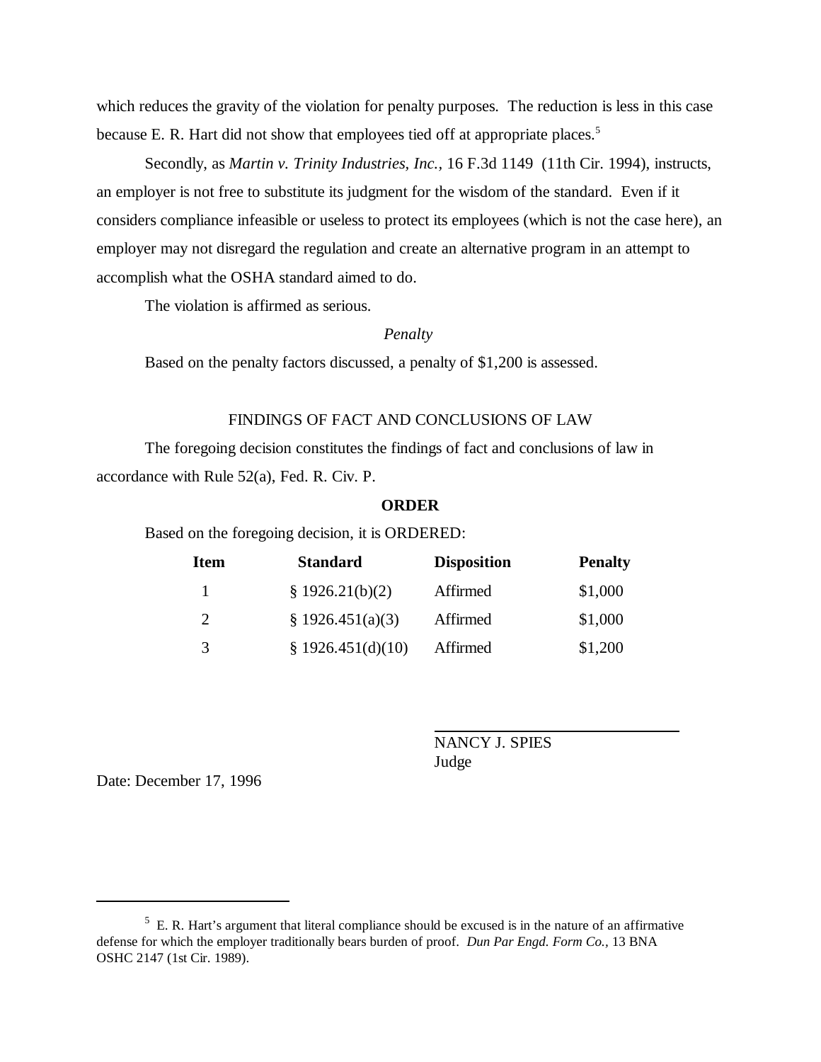which reduces the gravity of the violation for penalty purposes. The reduction is less in this case because E. R. Hart did not show that employees tied off at appropriate places.[5]

Secondly, as *Martin v. Trinity Industries, Inc.*, 16 F.3d 1149 (11th Cir. 1994), instructs, an employer is not free to substitute its judgment for the wisdom of the standard. Even if it considers compliance infeasible or useless to protect its employees (which is not the case here), an employer may not disregard the regulation and create an alternative program in an attempt to accomplish what the OSHA standard aimed to do.

The violation is affirmed as serious.

*Penalty*

Based on the penalty factors discussed, a penalty of $1,200 is assessed.

FINDINGS OF FACT AND CONCLUSIONS OF LAW

The foregoing decision constitutes the findings of fact and conclusions of law in accordance with Rule 52(a), Fed. R. Civ. P.

**ORDER**

Based on the foregoing decision, it is ORDERED:

| **Item** | **Standard** | **Disposition** | **Penalty** |
|---|---|---|---|
| 1 | § 1926.21(b)(2) | Affirmed | $1,000 |
| 2 | § 1926.451(a)(3) | Affirmed | $1,000 |
| 3 | § 1926.451(d)(10) | Affirmed | $1,200 |

NANCY J. SPIES
Judge

Date: December 17, 1996

[5] E. R. Hart's argument that literal compliance should be excused is in the nature of an affirmative defense for which the employer traditionally bears burden of proof. *Dun Par Engd. Form Co.*, 13 BNA OSHC 2147 (1st Cir. 1989).